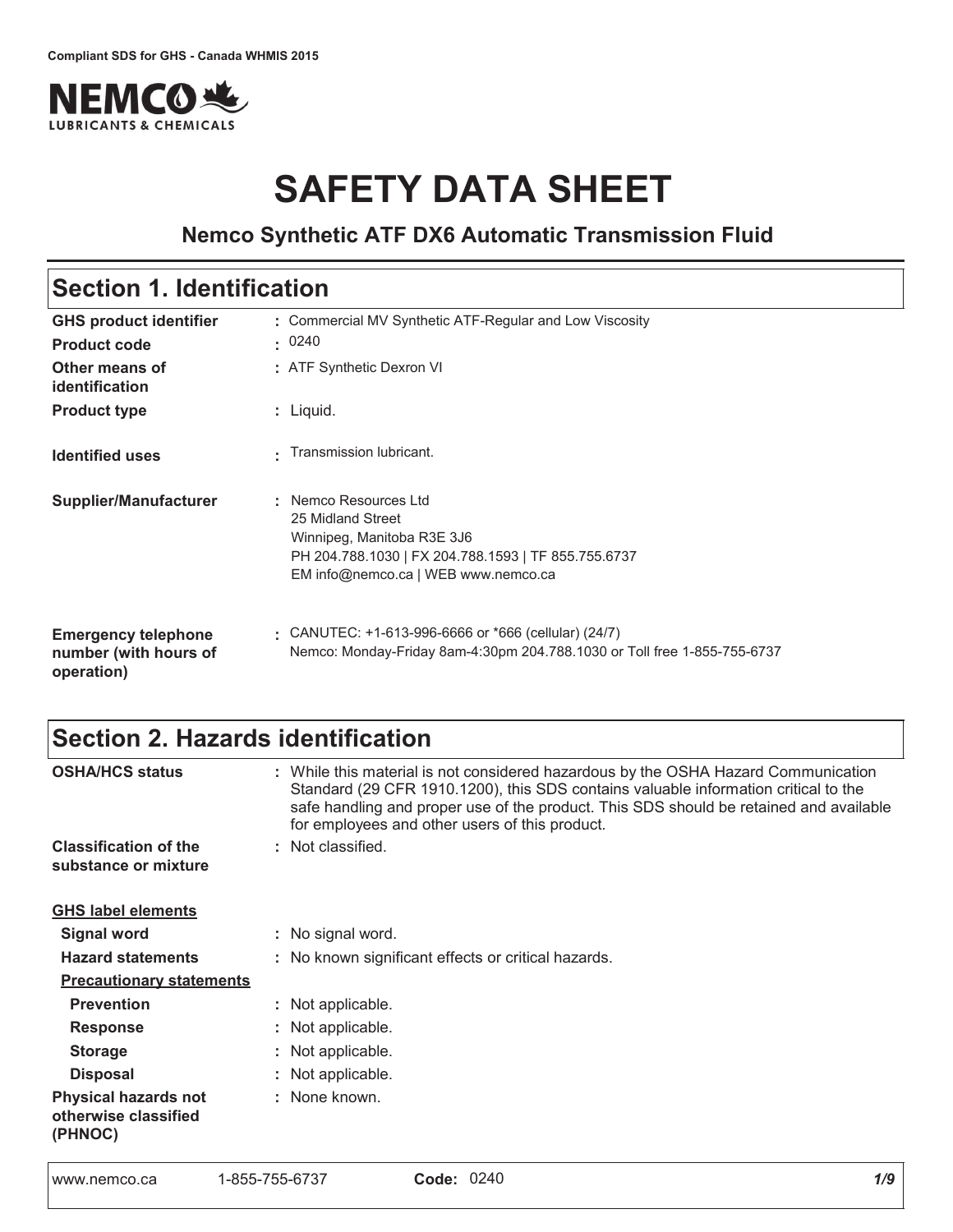Compliant SDS for GHS - Canada WHMIS 2015

# SAFETY DATA SHEET

### Nemco Synthetic ATF DX6 Automatic Transmission Fluid

## Section 1. Identification

| | |
|---|---|
| **GHS product identifier** | : Commercial MV Synthetic ATF-Regular and Low Viscosity |
| **Product code** | : 0240 |
| **Other means of identification** | : ATF Synthetic Dexron VI |
| **Product type** | : Liquid. |
| **Identified uses** | : Transmission lubricant. |
| **Supplier/Manufacturer** | : Nemco Resources Ltd<br>25 Midland Street<br>Winnipeg, Manitoba R3E 3J6<br>PH 204.788.1030 \| FX 204.788.1593 \| TF 855.755.6737<br>EM info@nemco.ca \| WEB www.nemco.ca |
| **Emergency telephone number (with hours of operation)** | : CANUTEC: +1-613-996-6666 or *666 (cellular) (24/7)<br>Nemco: Monday-Friday 8am-4:30pm 204.788.1030 or Toll free 1-855-755-6737 |

## Section 2. Hazards identification

| | |
|---|---|
| **OSHA/HCS status** | : While this material is not considered hazardous by the OSHA Hazard Communication Standard (29 CFR 1910.1200), this SDS contains valuable information critical to the safe handling and proper use of the product. This SDS should be retained and available for employees and other users of this product. |
| **Classification of the substance or mixture** | : Not classified. |

**GHS label elements**

| | |
|---|---|
| **Signal word** | : No signal word. |
| **Hazard statements** | : No known significant effects or critical hazards. |

**Precautionary statements**

| | |
|---|---|
| **Prevention** | : Not applicable. |
| **Response** | : Not applicable. |
| **Storage** | : Not applicable. |
| **Disposal** | : Not applicable. |
| **Physical hazards not otherwise classified (PHNOC)** | : None known. |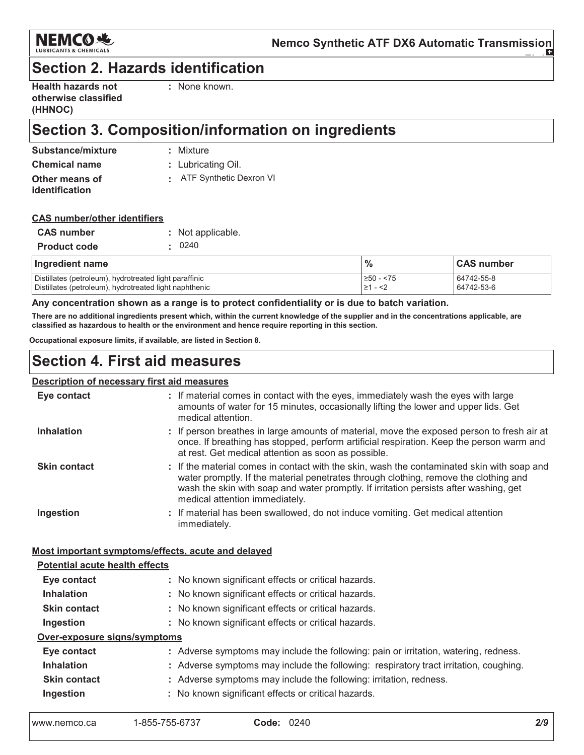## Section 2. Hazards identification

| | |
|---|---|
| **Health hazards not otherwise classified (HHNOC)** | : None known. |

## Section 3. Composition/information on ingredients

| | |
|---|---|
| **Substance/mixture** | : Mixture |
| **Chemical name** | : Lubricating Oil. |
| **Other means of identification** | : ATF Synthetic Dexron VI |

**CAS number/other identifiers**

| | |
|---|---|
| **CAS number** | : Not applicable. |
| **Product code** | : 0240 |

| Ingredient name | % | CAS number |
|---|---|---|
| Distillates (petroleum), hydrotreated light paraffinic | ≥50 - <75 | 64742-55-8 |
| Distillates (petroleum), hydrotreated light naphthenic | ≥1 - <2 | 64742-53-6 |

**Any concentration shown as a range is to protect confidentiality or is due to batch variation.**

**There are no additional ingredients present which, within the current knowledge of the supplier and in the concentrations applicable, are classified as hazardous to health or the environment and hence require reporting in this section.**

**Occupational exposure limits, if available, are listed in Section 8.**

## Section 4. First aid measures

**Description of necessary first aid measures**

| | |
|---|---|
| **Eye contact** | : If material comes in contact with the eyes, immediately wash the eyes with large amounts of water for 15 minutes, occasionally lifting the lower and upper lids. Get medical attention. |
| **Inhalation** | : If person breathes in large amounts of material, move the exposed person to fresh air at once. If breathing has stopped, perform artificial respiration. Keep the person warm and at rest. Get medical attention as soon as possible. |
| **Skin contact** | : If the material comes in contact with the skin, wash the contaminated skin with soap and water promptly. If the material penetrates through clothing, remove the clothing and wash the skin with soap and water promptly. If irritation persists after washing, get medical attention immediately. |
| **Ingestion** | : If material has been swallowed, do not induce vomiting. Get medical attention immediately. |

**Most important symptoms/effects, acute and delayed**

**Potential acute health effects**

| | |
|---|---|
| **Eye contact** | : No known significant effects or critical hazards. |
| **Inhalation** | : No known significant effects or critical hazards. |
| **Skin contact** | : No known significant effects or critical hazards. |
| **Ingestion** | : No known significant effects or critical hazards. |

**Over-exposure signs/symptoms**

| | |
|---|---|
| **Eye contact** | : Adverse symptoms may include the following: pain or irritation, watering, redness. |
| **Inhalation** | : Adverse symptoms may include the following: respiratory tract irritation, coughing. |
| **Skin contact** | : Adverse symptoms may include the following: irritation, redness. |
| **Ingestion** | : No known significant effects or critical hazards. |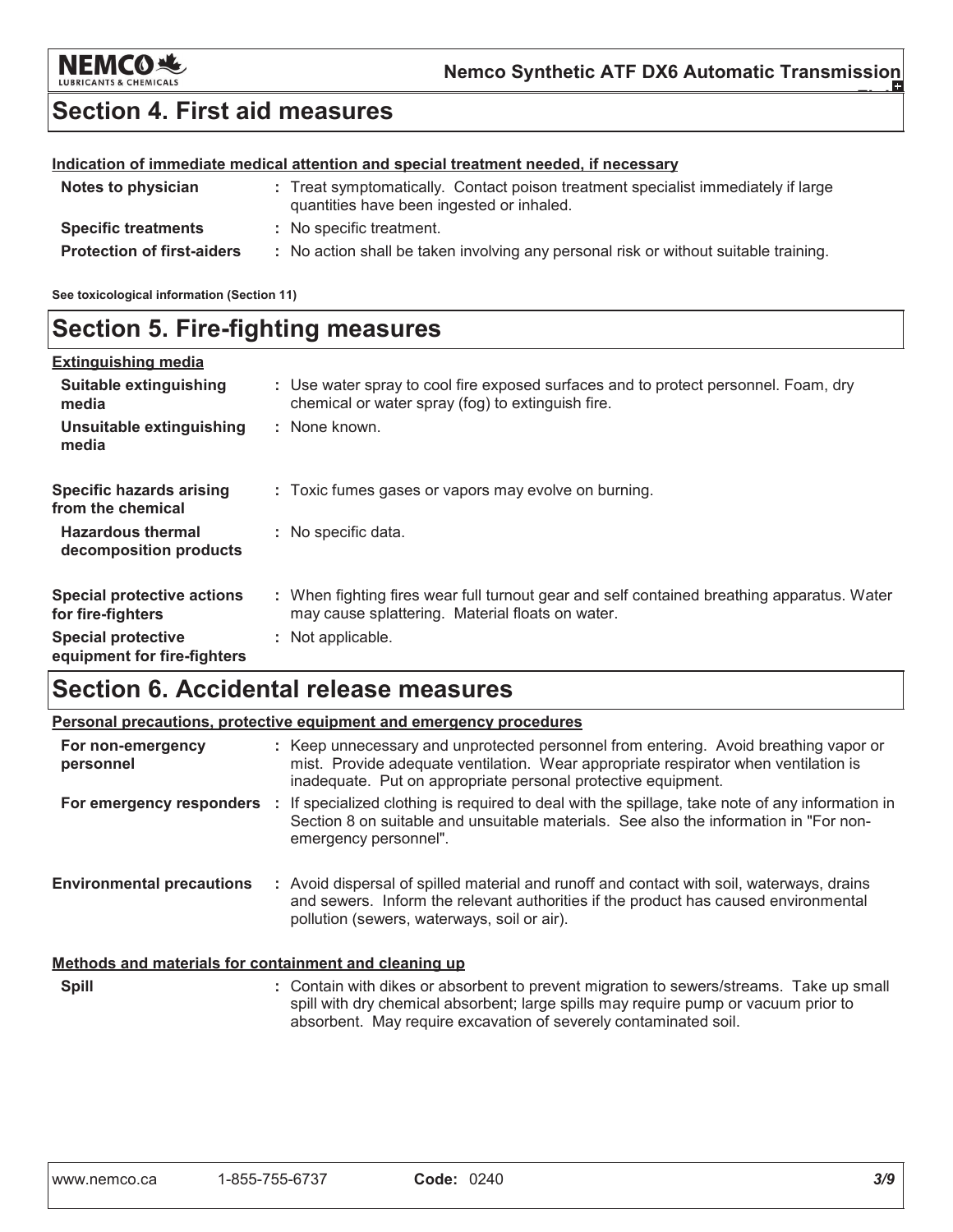## Section 4. First aid measures

**Indication of immediate medical attention and special treatment needed, if necessary**

| | |
|---|---|
| **Notes to physician** | : Treat symptomatically. Contact poison treatment specialist immediately if large quantities have been ingested or inhaled. |
| **Specific treatments** | : No specific treatment. |
| **Protection of first-aiders** | : No action shall be taken involving any personal risk or without suitable training. |

**See toxicological information (Section 11)**

## Section 5. Fire-fighting measures

**Extinguishing media**

| | |
|---|---|
| **Suitable extinguishing media** | : Use water spray to cool fire exposed surfaces and to protect personnel. Foam, dry chemical or water spray (fog) to extinguish fire. |
| **Unsuitable extinguishing media** | : None known. |
| **Specific hazards arising from the chemical** | : Toxic fumes gases or vapors may evolve on burning. |
| **Hazardous thermal decomposition products** | : No specific data. |
| **Special protective actions for fire-fighters** | : When fighting fires wear full turnout gear and self contained breathing apparatus. Water may cause splattering. Material floats on water. |
| **Special protective equipment for fire-fighters** | : Not applicable. |

## Section 6. Accidental release measures

**Personal precautions, protective equipment and emergency procedures**

| | |
|---|---|
| **For non-emergency personnel** | : Keep unnecessary and unprotected personnel from entering. Avoid breathing vapor or mist. Provide adequate ventilation. Wear appropriate respirator when ventilation is inadequate. Put on appropriate personal protective equipment. |
| **For emergency responders** | : If specialized clothing is required to deal with the spillage, take note of any information in Section 8 on suitable and unsuitable materials. See also the information in "For non-emergency personnel". |
| **Environmental precautions** | : Avoid dispersal of spilled material and runoff and contact with soil, waterways, drains and sewers. Inform the relevant authorities if the product has caused environmental pollution (sewers, waterways, soil or air). |

**Methods and materials for containment and cleaning up**

| | |
|---|---|
| **Spill** | : Contain with dikes or absorbent to prevent migration to sewers/streams. Take up small spill with dry chemical absorbent; large spills may require pump or vacuum prior to absorbent. May require excavation of severely contaminated soil. |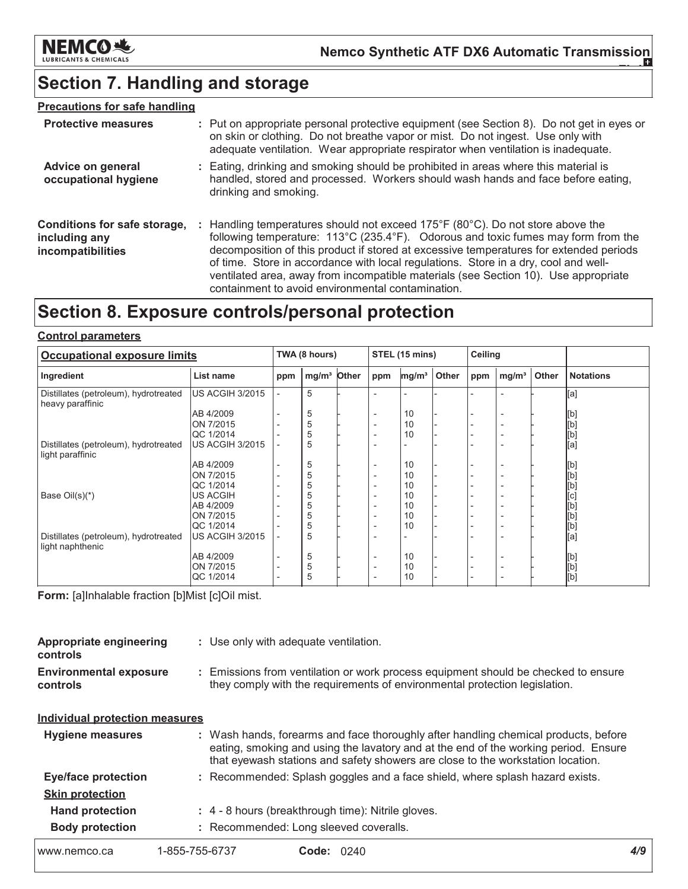## Section 7. Handling and storage

**Precautions for safe handling**

**Protective measures** : Put on appropriate personal protective equipment (see Section 8). Do not get in eyes or on skin or clothing. Do not breathe vapor or mist. Do not ingest. Use only with adequate ventilation. Wear appropriate respirator when ventilation is inadequate.

**Advice on general occupational hygiene** : Eating, drinking and smoking should be prohibited in areas where this material is handled, stored and processed. Workers should wash hands and face before eating, drinking and smoking.

**Conditions for safe storage, including any incompatibilities** : Handling temperatures should not exceed 175°F (80°C). Do not store above the following temperature: 113°C (235.4°F). Odorous and toxic fumes may form from the decomposition of this product if stored at excessive temperatures for extended periods of time. Store in accordance with local regulations. Store in a dry, cool and well-ventilated area, away from incompatible materials (see Section 10). Use appropriate containment to avoid environmental contamination.

## Section 8. Exposure controls/personal protection

**Control parameters**

| Occupational exposure limits | | TWA (8 hours) | | | STEL (15 mins) | | | Ceiling | | | |
|---|---|---|---|---|---|---|---|---|---|---|---|
| Ingredient | List name | ppm | mg/m³ | Other | ppm | mg/m³ | Other | ppm | mg/m³ | Other | Notations |
| Distillates (petroleum), hydrotreated heavy paraffinic | US ACGIH 3/2015 | - | 5 | - | - | - | - | - | - | - | [a] |
| | AB 4/2009 | - | 5 | - | - | 10 | - | - | - | - | [b] |
| | ON 7/2015 | - | 5 | - | - | 10 | - | - | - | - | [b] |
| | QC 1/2014 | - | 5 | - | - | 10 | - | - | - | - | [b] |
| Distillates (petroleum), hydrotreated light paraffinic | US ACGIH 3/2015 | - | 5 | - | - | - | - | - | - | - | [a] |
| | AB 4/2009 | - | 5 | - | - | 10 | - | - | - | - | [b] |
| | ON 7/2015 | - | 5 | - | - | 10 | - | - | - | - | [b] |
| | QC 1/2014 | - | 5 | - | - | 10 | - | - | - | - | [b] |
| Base Oil(s)(*) | US ACGIH | - | 5 | - | - | 10 | - | - | - | - | [c] |
| | AB 4/2009 | - | 5 | - | - | 10 | - | - | - | - | [b] |
| | ON 7/2015 | - | 5 | - | - | 10 | - | - | - | - | [b] |
| | QC 1/2014 | - | 5 | - | - | 10 | - | - | - | - | [b] |
| Distillates (petroleum), hydrotreated light naphthenic | US ACGIH 3/2015 | - | 5 | - | - | - | - | - | - | - | [a] |
| | AB 4/2009 | - | 5 | - | - | 10 | - | - | - | - | [b] |
| | ON 7/2015 | - | 5 | - | - | 10 | - | - | - | - | [b] |
| | QC 1/2014 | - | 5 | - | - | 10 | - | - | - | - | [b] |

**Form:** [a]Inhalable fraction [b]Mist [c]Oil mist.

**Appropriate engineering controls** : Use only with adequate ventilation.

**Environmental exposure controls** : Emissions from ventilation or work process equipment should be checked to ensure they comply with the requirements of environmental protection legislation.

**Individual protection measures**

**Hygiene measures** : Wash hands, forearms and face thoroughly after handling chemical products, before eating, smoking and using the lavatory and at the end of the working period. Ensure that eyewash stations and safety showers are close to the workstation location.

**Eye/face protection** : Recommended: Splash goggles and a face shield, where splash hazard exists.

**Skin protection**

**Hand protection** : 4 - 8 hours (breakthrough time): Nitrile gloves.

**Body protection** : Recommended: Long sleeved coveralls.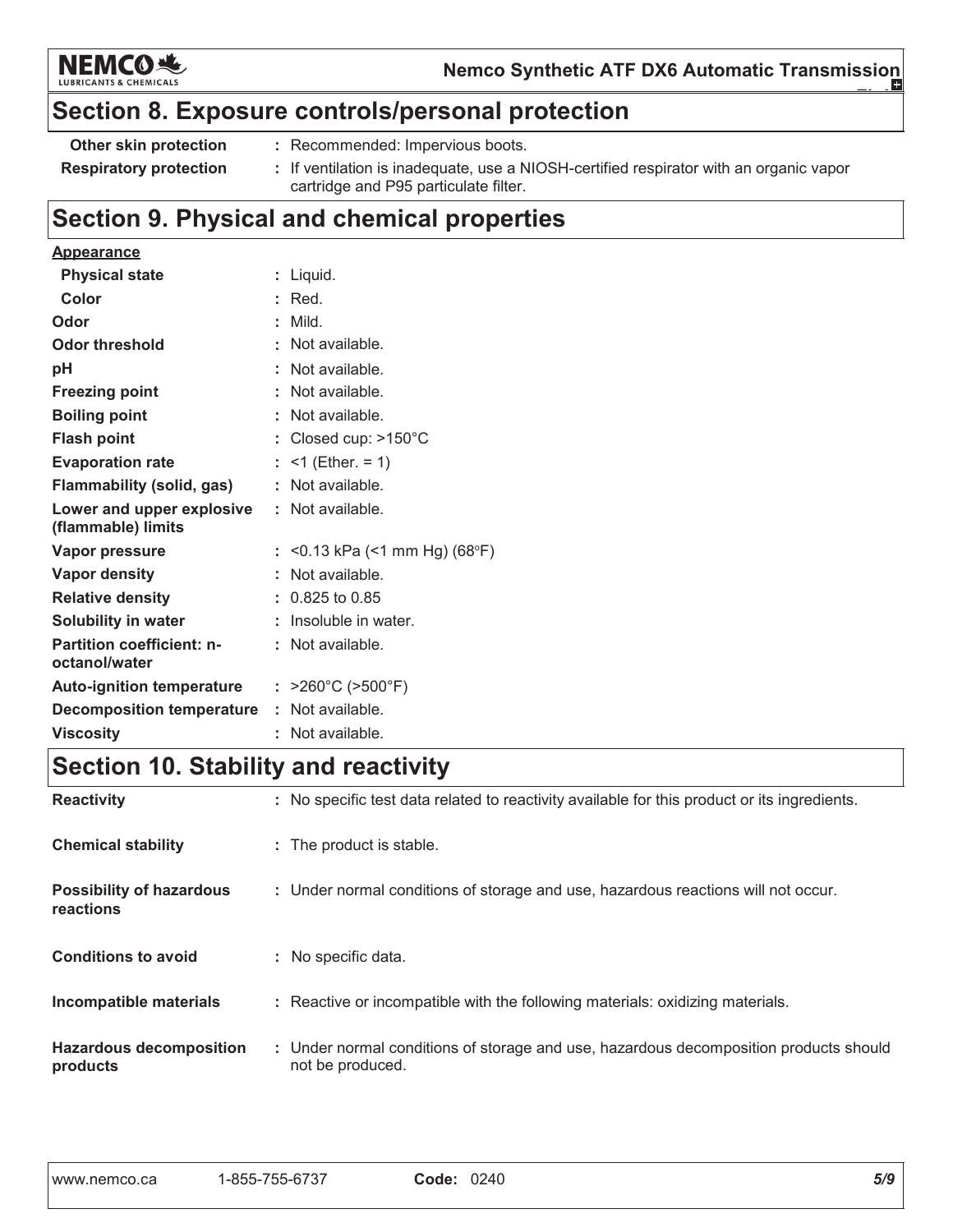## Section 8. Exposure controls/personal protection

| | |
|---|---|
| **Other skin protection** | : Recommended: Impervious boots. |
| **Respiratory protection** | : If ventilation is inadequate, use a NIOSH-certified respirator with an organic vapor cartridge and P95 particulate filter. |

## Section 9. Physical and chemical properties

**Appearance**

| | |
|---|---|
| **Physical state** | : Liquid. |
| **Color** | : Red. |
| **Odor** | : Mild. |
| **Odor threshold** | : Not available. |
| **pH** | : Not available. |
| **Freezing point** | : Not available. |
| **Boiling point** | : Not available. |
| **Flash point** | : Closed cup: >150°C |
| **Evaporation rate** | : <1 (Ether. = 1) |
| **Flammability (solid, gas)** | : Not available. |
| **Lower and upper explosive (flammable) limits** | : Not available. |
| **Vapor pressure** | : <0.13 kPa (<1 mm Hg) (68°F) |
| **Vapor density** | : Not available. |
| **Relative density** | : 0.825 to 0.85 |
| **Solubility in water** | : Insoluble in water. |
| **Partition coefficient: n-octanol/water** | : Not available. |
| **Auto-ignition temperature** | : >260°C (>500°F) |
| **Decomposition temperature** | : Not available. |
| **Viscosity** | : Not available. |

## Section 10. Stability and reactivity

| | |
|---|---|
| **Reactivity** | : No specific test data related to reactivity available for this product or its ingredients. |
| **Chemical stability** | : The product is stable. |
| **Possibility of hazardous reactions** | : Under normal conditions of storage and use, hazardous reactions will not occur. |
| **Conditions to avoid** | : No specific data. |
| **Incompatible materials** | : Reactive or incompatible with the following materials: oxidizing materials. |
| **Hazardous decomposition products** | : Under normal conditions of storage and use, hazardous decomposition products should not be produced. |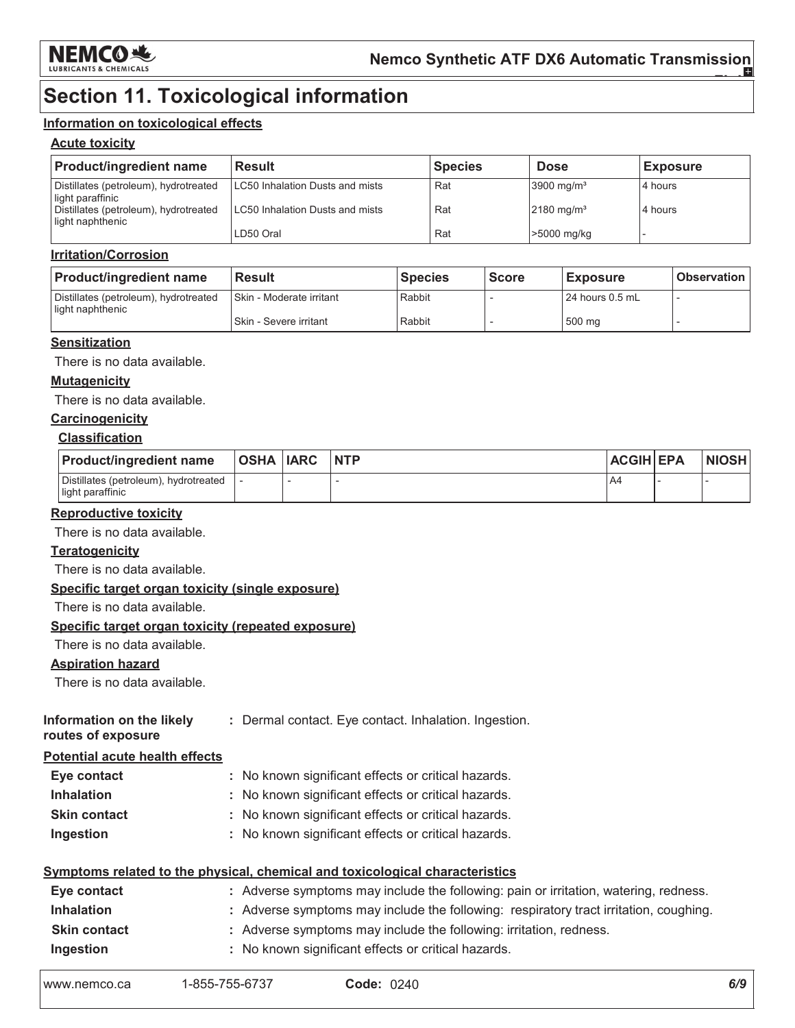# Section 11. Toxicological information

### Information on toxicological effects

#### Acute toxicity

| Product/ingredient name | Result | Species | Dose | Exposure |
|---|---|---|---|---|
| Distillates (petroleum), hydrotreated light paraffinic | LC50 Inhalation Dusts and mists | Rat | 3900 mg/m³ | 4 hours |
| Distillates (petroleum), hydrotreated light naphthenic | LC50 Inhalation Dusts and mists | Rat | 2180 mg/m³ | 4 hours |
| | LD50 Oral | Rat | >5000 mg/kg | - |

#### Irritation/Corrosion

| Product/ingredient name | Result | Species | Score | Exposure | Observation |
|---|---|---|---|---|---|
| Distillates (petroleum), hydrotreated light naphthenic | Skin - Moderate irritant | Rabbit | - | 24 hours 0.5 mL | - |
| | Skin - Severe irritant | Rabbit | - | 500 mg | - |

#### Sensitization

There is no data available.

#### Mutagenicity

There is no data available.

#### Carcinogenicity

##### Classification

| Product/ingredient name | OSHA | IARC | NTP | ACGIH | EPA | NIOSH |
|---|---|---|---|---|---|---|
| Distillates (petroleum), hydrotreated light paraffinic | - | - | - | A4 | - | - |

#### Reproductive toxicity

There is no data available.

#### Teratogenicity

There is no data available.

#### Specific target organ toxicity (single exposure)

There is no data available.

#### Specific target organ toxicity (repeated exposure)

There is no data available.

#### Aspiration hazard

There is no data available.

**Information on the likely routes of exposure** : Dermal contact. Eye contact. Inhalation. Ingestion.

#### Potential acute health effects

**Eye contact** : No known significant effects or critical hazards.

**Inhalation** : No known significant effects or critical hazards.

**Skin contact** : No known significant effects or critical hazards.

**Ingestion** : No known significant effects or critical hazards.

#### Symptoms related to the physical, chemical and toxicological characteristics

**Eye contact** : Adverse symptoms may include the following: pain or irritation, watering, redness.

**Inhalation** : Adverse symptoms may include the following: respiratory tract irritation, coughing.

**Skin contact** : Adverse symptoms may include the following: irritation, redness.

**Ingestion** : No known significant effects or critical hazards.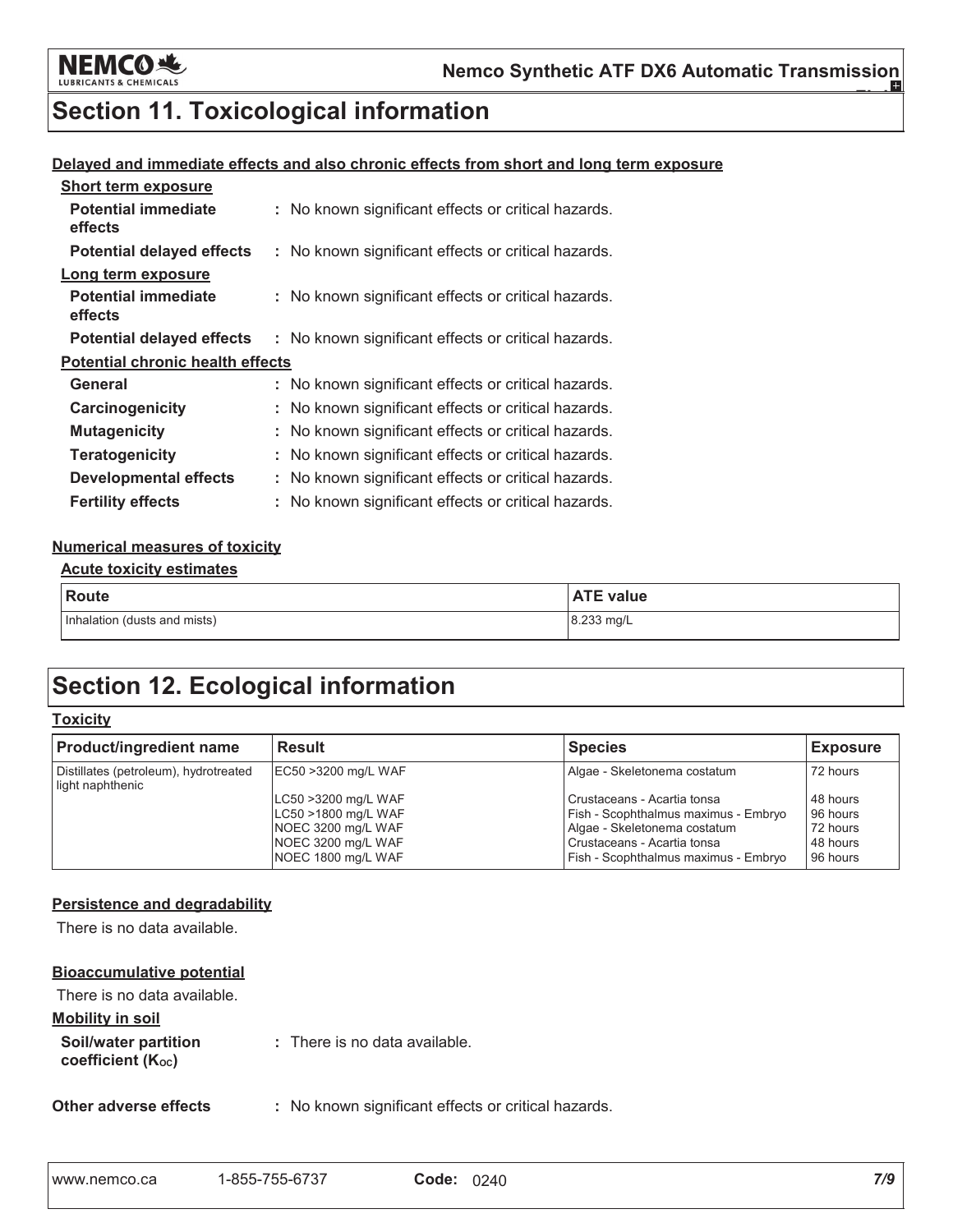# Section 11. Toxicological information

**Delayed and immediate effects and also chronic effects from short and long term exposure**

**Short term exposure**

**Potential immediate effects** : No known significant effects or critical hazards.

**Potential delayed effects** : No known significant effects or critical hazards.

**Long term exposure**

**Potential immediate effects** : No known significant effects or critical hazards.

**Potential delayed effects** : No known significant effects or critical hazards.

**Potential chronic health effects**

**General** : No known significant effects or critical hazards.

**Carcinogenicity** : No known significant effects or critical hazards.

**Mutagenicity** : No known significant effects or critical hazards.

**Teratogenicity** : No known significant effects or critical hazards.

**Developmental effects** : No known significant effects or critical hazards.

**Fertility effects** : No known significant effects or critical hazards.

**Numerical measures of toxicity**

**Acute toxicity estimates**

| Route | ATE value |
|---|---|
| Inhalation (dusts and mists) | 8.233 mg/L |

# Section 12. Ecological information

**Toxicity**

| Product/ingredient name | Result | Species | Exposure |
|---|---|---|---|
| Distillates (petroleum), hydrotreated light naphthenic | EC50 >3200 mg/L WAF | Algae - Skeletonema costatum | 72 hours |
| | LC50 >3200 mg/L WAF | Crustaceans - Acartia tonsa | 48 hours |
| | LC50 >1800 mg/L WAF | Fish - Scophthalmus maximus - Embryo | 96 hours |
| | NOEC 3200 mg/L WAF | Algae - Skeletonema costatum | 72 hours |
| | NOEC 3200 mg/L WAF | Crustaceans - Acartia tonsa | 48 hours |
| | NOEC 1800 mg/L WAF | Fish - Scophthalmus maximus - Embryo | 96 hours |

**Persistence and degradability**

There is no data available.

**Bioaccumulative potential**

There is no data available.

**Mobility in soil**

**Soil/water partition coefficient ($K_{OC}$)** : There is no data available.

**Other adverse effects** : No known significant effects or critical hazards.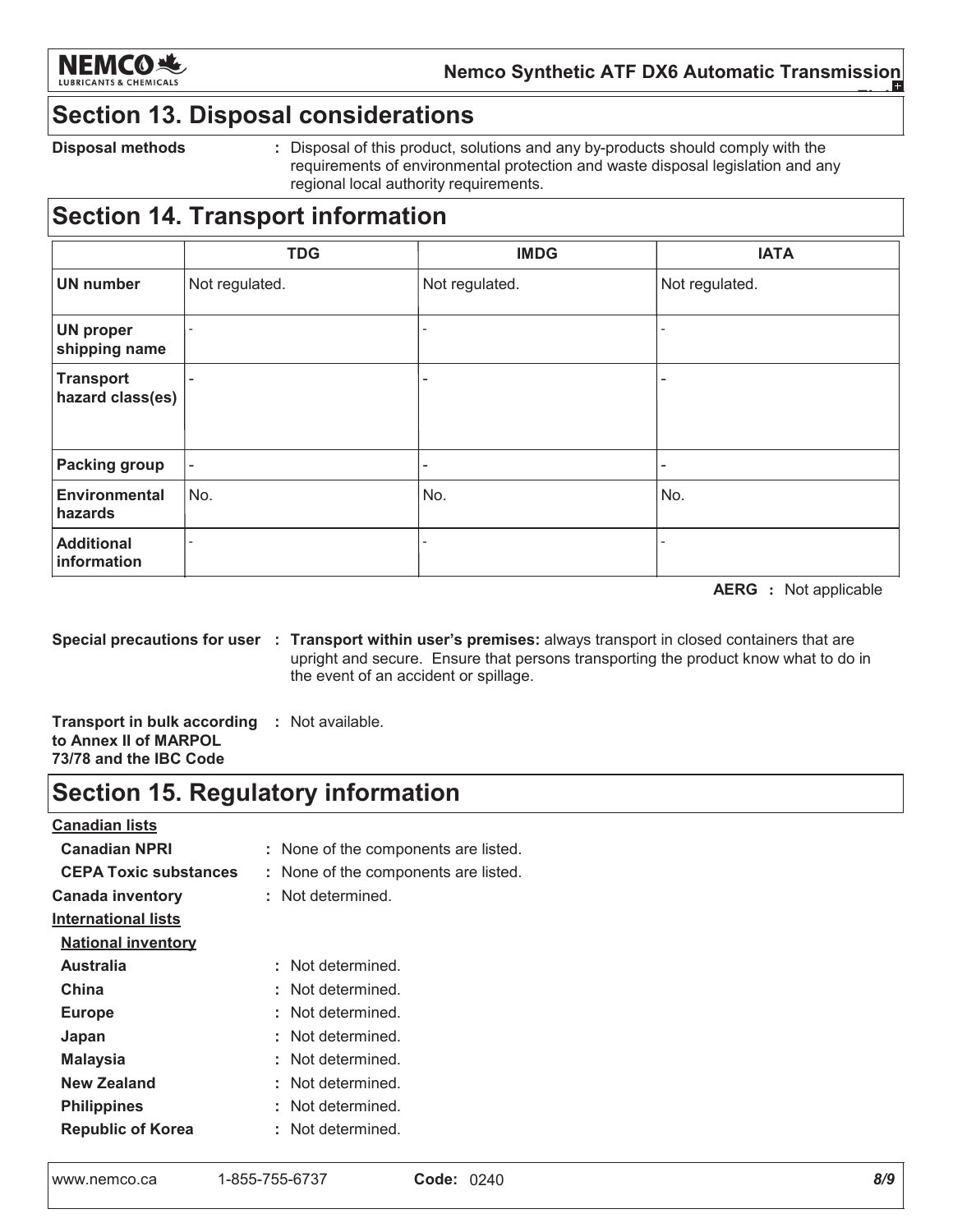## Section 13. Disposal considerations

**Disposal methods** : Disposal of this product, solutions and any by-products should comply with the requirements of environmental protection and waste disposal legislation and any regional local authority requirements.

## Section 14. Transport information

| | TDG | IMDG | IATA |
|---|---|---|---|
| **UN number** | Not regulated. | Not regulated. | Not regulated. |
| **UN proper shipping name** | - | - | - |
| **Transport hazard class(es)** | - | - | - |
| **Packing group** | - | - | - |
| **Environmental hazards** | No. | No. | No. |
| **Additional information** | - | - | - |

**AERG** : Not applicable

**Special precautions for user** : **Transport within user's premises:** always transport in closed containers that are upright and secure. Ensure that persons transporting the product know what to do in the event of an accident or spillage.

**Transport in bulk according to Annex II of MARPOL 73/78 and the IBC Code** : Not available.

## Section 15. Regulatory information

**Canadian lists**

**Canadian NPRI** : None of the components are listed.

**CEPA Toxic substances** : None of the components are listed.

**Canada inventory** : Not determined.

**International lists**

**National inventory**

**Australia** : Not determined.

**China** : Not determined.

**Europe** : Not determined.

**Japan** : Not determined.

**Malaysia** : Not determined.

**New Zealand** : Not determined.

**Philippines** : Not determined.

**Republic of Korea** : Not determined.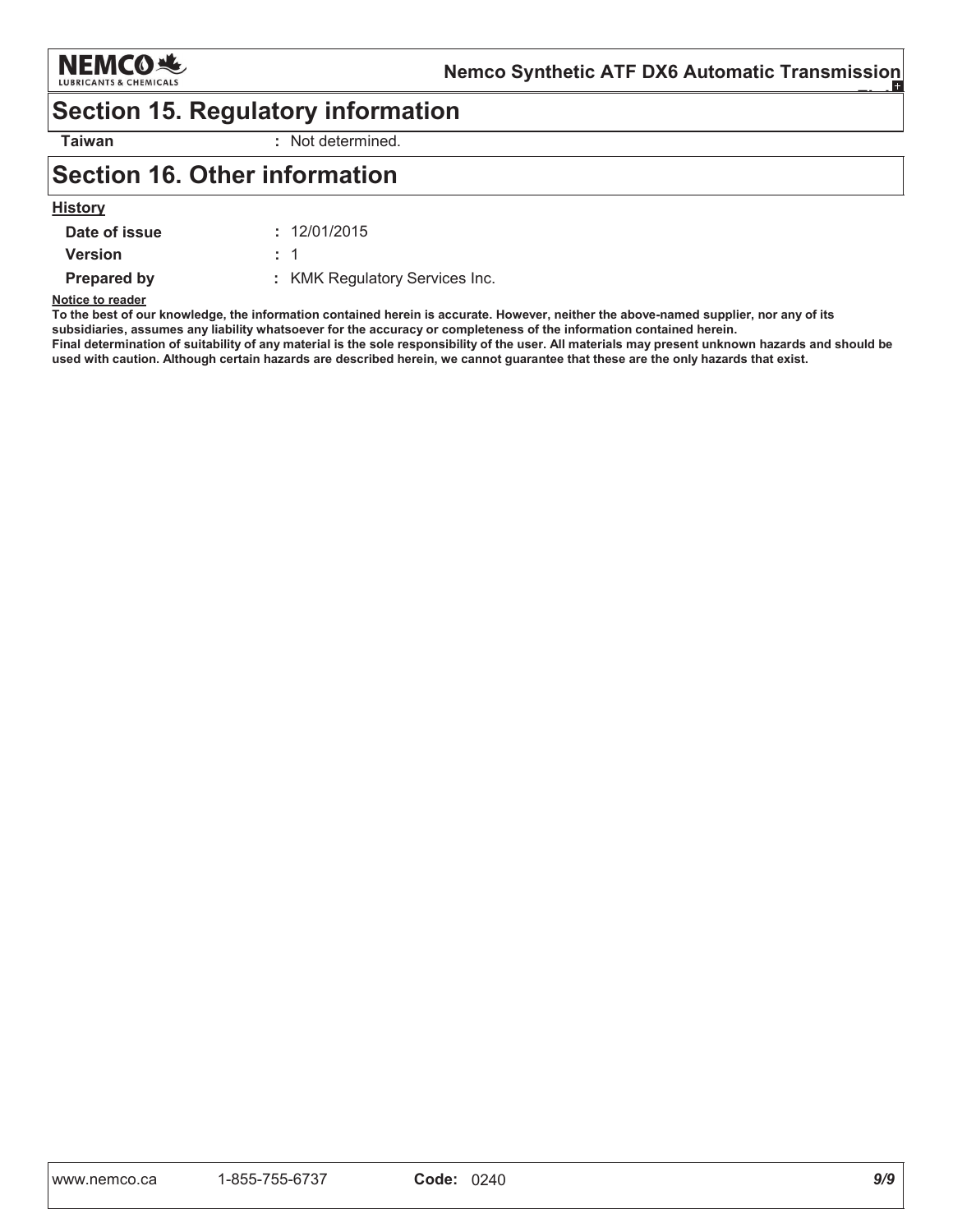## Section 15. Regulatory information

**Taiwan** : Not determined.

## Section 16. Other information

**History**

| | |
|---|---|
| **Date of issue** | : 12/01/2015 |
| **Version** | : 1 |
| **Prepared by** | : KMK Regulatory Services Inc. |

**Notice to reader**

**To the best of our knowledge, the information contained herein is accurate. However, neither the above-named supplier, nor any of its subsidiaries, assumes any liability whatsoever for the accuracy or completeness of the information contained herein.**
**Final determination of suitability of any material is the sole responsibility of the user. All materials may present unknown hazards and should be used with caution. Although certain hazards are described herein, we cannot guarantee that these are the only hazards that exist.**